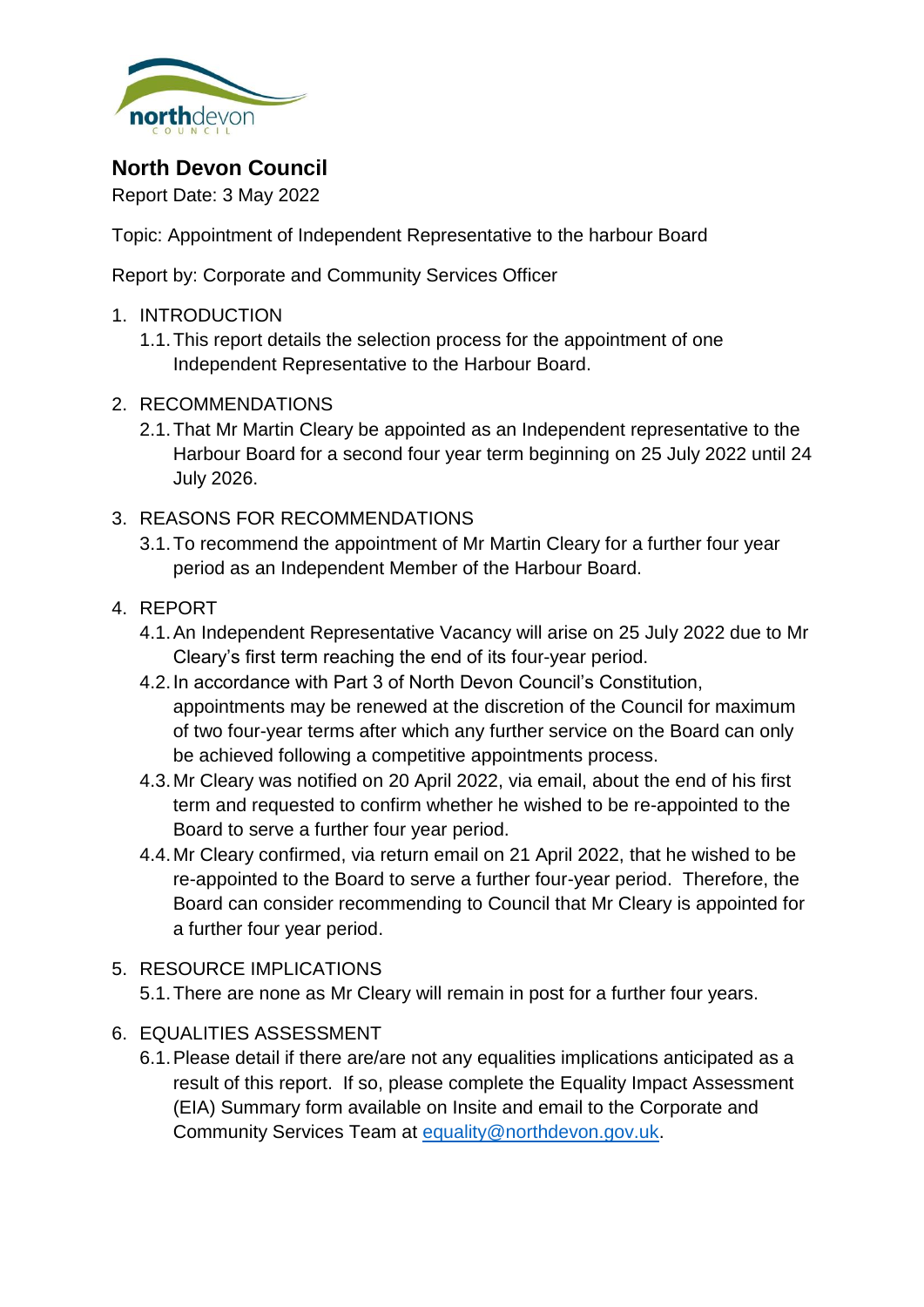# North Devon Council

Report Date: 3 May 2022

Topic: Appointment of Independent Representative to the harbour Board

Report by: Corporate and Community Services Officer

1. INTRODUCTION
   1.1. This report details the selection process for the appointment of one Independent Representative to the Harbour Board.

2. RECOMMENDATIONS
   2.1. That Mr Martin Cleary be appointed as an Independent representative to the Harbour Board for a second four year term beginning on 25 July 2022 until 24 July 2026.

3. REASONS FOR RECOMMENDATIONS
   3.1. To recommend the appointment of Mr Martin Cleary for a further four year period as an Independent Member of the Harbour Board.

4. REPORT
   4.1. An Independent Representative Vacancy will arise on 25 July 2022 due to Mr Cleary's first term reaching the end of its four-year period.
   4.2. In accordance with Part 3 of North Devon Council's Constitution, appointments may be renewed at the discretion of the Council for maximum of two four-year terms after which any further service on the Board can only be achieved following a competitive appointments process.
   4.3. Mr Cleary was notified on 20 April 2022, via email, about the end of his first term and requested to confirm whether he wished to be re-appointed to the Board to serve a further four year period.
   4.4. Mr Cleary confirmed, via return email on 21 April 2022, that he wished to be re-appointed to the Board to serve a further four-year period. Therefore, the Board can consider recommending to Council that Mr Cleary is appointed for a further four year period.

5. RESOURCE IMPLICATIONS
   5.1. There are none as Mr Cleary will remain in post for a further four years.

6. EQUALITIES ASSESSMENT
   6.1. Please detail if there are/are not any equalities implications anticipated as a result of this report. If so, please complete the Equality Impact Assessment (EIA) Summary form available on Insite and email to the Corporate and Community Services Team at equality@northdevon.gov.uk.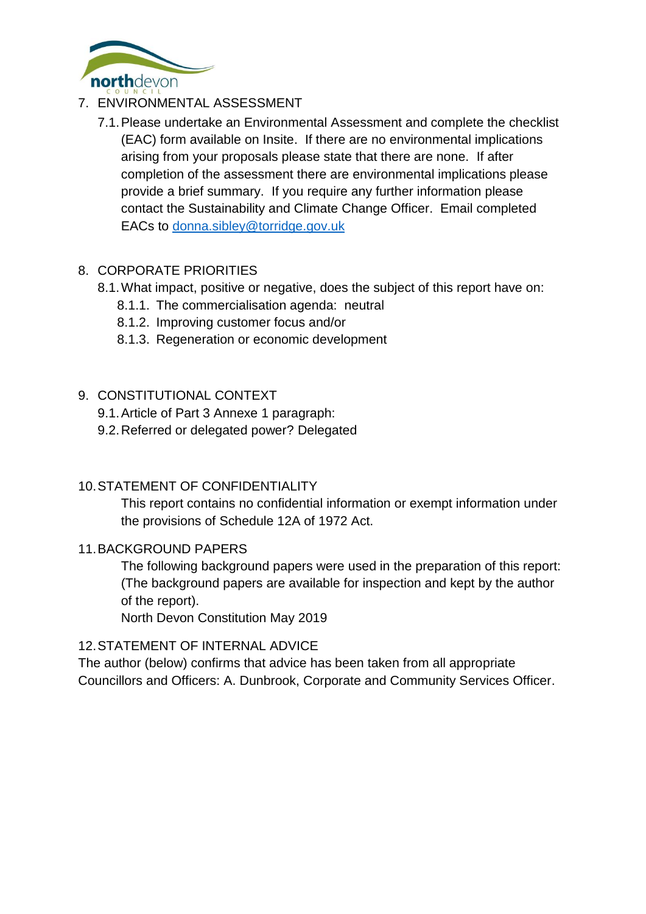7. ENVIRONMENTAL ASSESSMENT

7.1. Please undertake an Environmental Assessment and complete the checklist (EAC) form available on Insite. If there are no environmental implications arising from your proposals please state that there are none. If after completion of the assessment there are environmental implications please provide a brief summary. If you require any further information please contact the Sustainability and Climate Change Officer. Email completed EACs to donna.sibley@torridge.gov.uk

8. CORPORATE PRIORITIES

8.1. What impact, positive or negative, does the subject of this report have on:

8.1.1. The commercialisation agenda: neutral

8.1.2. Improving customer focus and/or

8.1.3. Regeneration or economic development

9. CONSTITUTIONAL CONTEXT

9.1. Article of Part 3 Annexe 1 paragraph:

9.2. Referred or delegated power? Delegated

10. STATEMENT OF CONFIDENTIALITY

This report contains no confidential information or exempt information under the provisions of Schedule 12A of 1972 Act.

11. BACKGROUND PAPERS

The following background papers were used in the preparation of this report: (The background papers are available for inspection and kept by the author of the report).

North Devon Constitution May 2019

12. STATEMENT OF INTERNAL ADVICE

The author (below) confirms that advice has been taken from all appropriate Councillors and Officers: A. Dunbrook, Corporate and Community Services Officer.